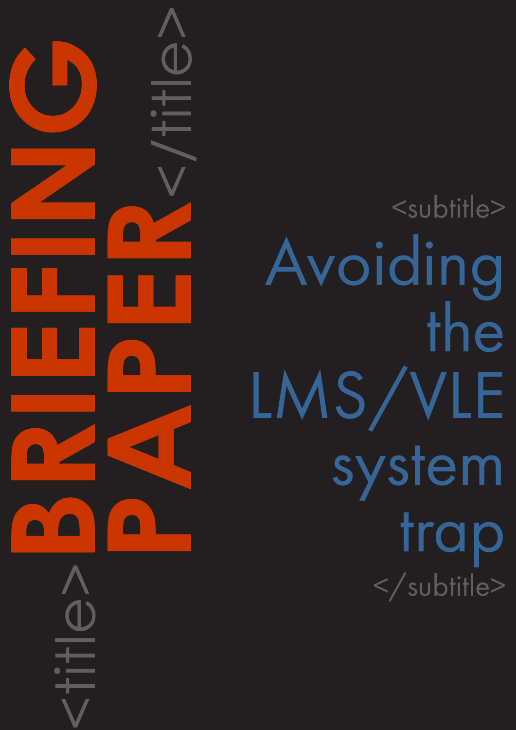<title>

# BRIEFING PAPER

</title>

<subtitle>

## Avoiding the LMS/VLE system trap

</subtitle>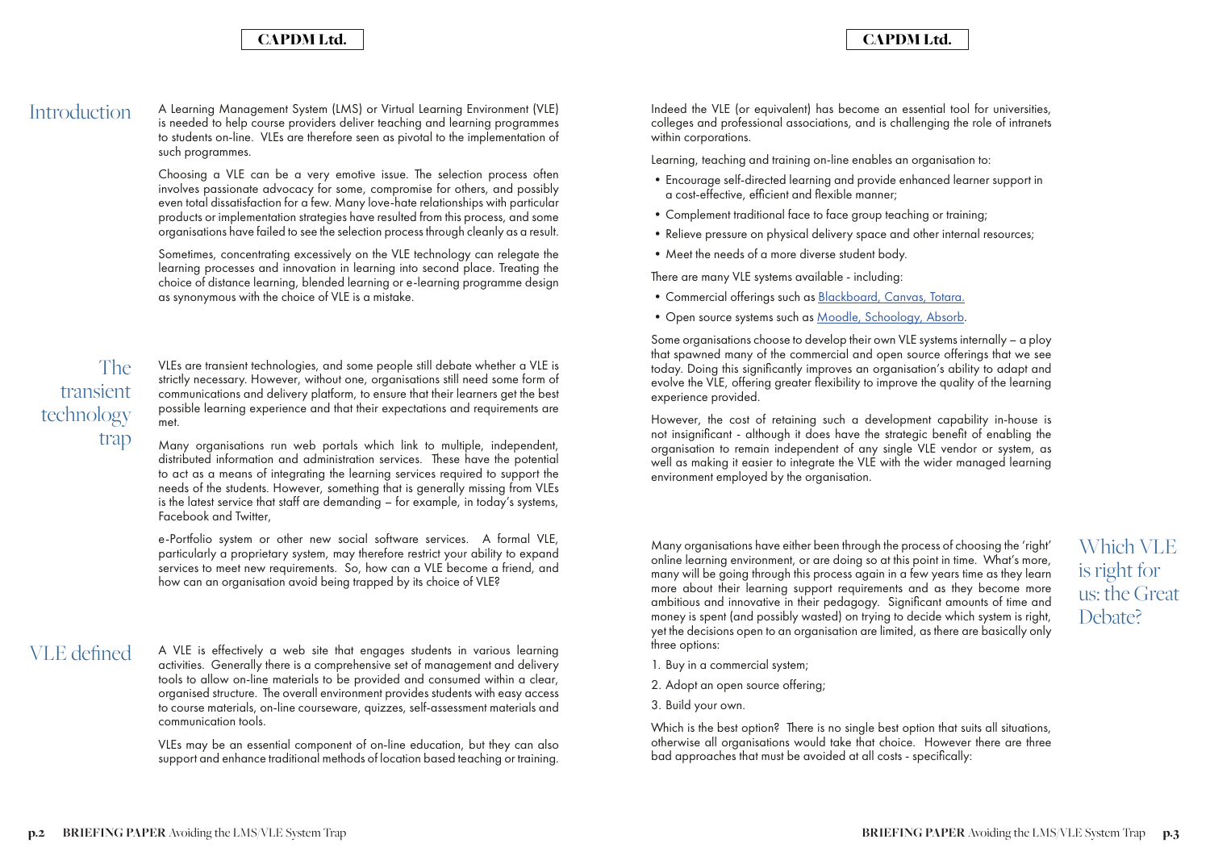## Introduction

A Learning Management System (LMS) or Virtual Learning Environment (VLE) is needed to help course providers deliver teaching and learning programmes to students on-line. VLEs are therefore seen as pivotal to the implementation of such programmes.

Choosing a VLE can be a very emotive issue. The selection process often involves passionate advocacy for some, compromise for others, and possibly even total dissatisfaction for a few. Many love-hate relationships with particular products or implementation strategies have resulted from this process, and some organisations have failed to see the selection process through cleanly as a result.

Sometimes, concentrating excessively on the VLE technology can relegate the learning processes and innovation in learning into second place. Treating the choice of distance learning, blended learning or e-learning programme design as synonymous with the choice of VLE is a mistake.

## The transient technology trap

VLEs are transient technologies, and some people still debate whether a VLE is strictly necessary. However, without one, organisations still need some form of communications and delivery platform, to ensure that their learners get the best possible learning experience and that their expectations and requirements are met.

Many organisations run web portals which link to multiple, independent, distributed information and administration services. These have the potential to act as a means of integrating the learning services required to support the needs of the students. However, something that is generally missing from VLEs is the latest service that staff are demanding – for example, in today's systems, Facebook and Twitter,

e-Portfolio system or other new social software services. A formal VLE, particularly a proprietary system, may therefore restrict your ability to expand services to meet new requirements. So, how can a VLE become a friend, and how can an organisation avoid being trapped by its choice of VLE?

## VLE defined

A VLE is effectively a web site that engages students in various learning activities. Generally there is a comprehensive set of management and delivery tools to allow on-line materials to be provided and consumed within a clear, organised structure. The overall environment provides students with easy access to course materials, on-line courseware, quizzes, self-assessment materials and communication tools.

VLEs may be an essential component of on-line education, but they can also support and enhance traditional methods of location based teaching or training.

Indeed the VLE (or equivalent) has become an essential tool for universities, colleges and professional associations, and is challenging the role of intranets within corporations.

Learning, teaching and training on-line enables an organisation to:

- Encourage self-directed learning and provide enhanced learner support in a cost-effective, efficient and flexible manner;
- Complement traditional face to face group teaching or training;
- Relieve pressure on physical delivery space and other internal resources;
- Meet the needs of a more diverse student body.

There are many VLE systems available - including:

- Commercial offerings such as Blackboard, Canvas, Totara.
- Open source systems such as Moodle, Schoology, Absorb.

Some organisations choose to develop their own VLE systems internally – a ploy that spawned many of the commercial and open source offerings that we see today. Doing this significantly improves an organisation's ability to adapt and evolve the VLE, offering greater flexibility to improve the quality of the learning experience provided.

However, the cost of retaining such a development capability in-house is not insignificant - although it does have the strategic benefit of enabling the organisation to remain independent of any single VLE vendor or system, as well as making it easier to integrate the VLE with the wider managed learning environment employed by the organisation.

## Which VLE is right for us: the Great Debate?

Many organisations have either been through the process of choosing the 'right' online learning environment, or are doing so at this point in time. What's more, many will be going through this process again in a few years time as they learn more about their learning support requirements and as they become more ambitious and innovative in their pedagogy. Significant amounts of time and money is spent (and possibly wasted) on trying to decide which system is right, yet the decisions open to an organisation are limited, as there are basically only three options:

1. Buy in a commercial system;
2. Adopt an open source offering;
3. Build your own.

Which is the best option? There is no single best option that suits all situations, otherwise all organisations would take that choice. However there are three bad approaches that must be avoided at all costs - specifically: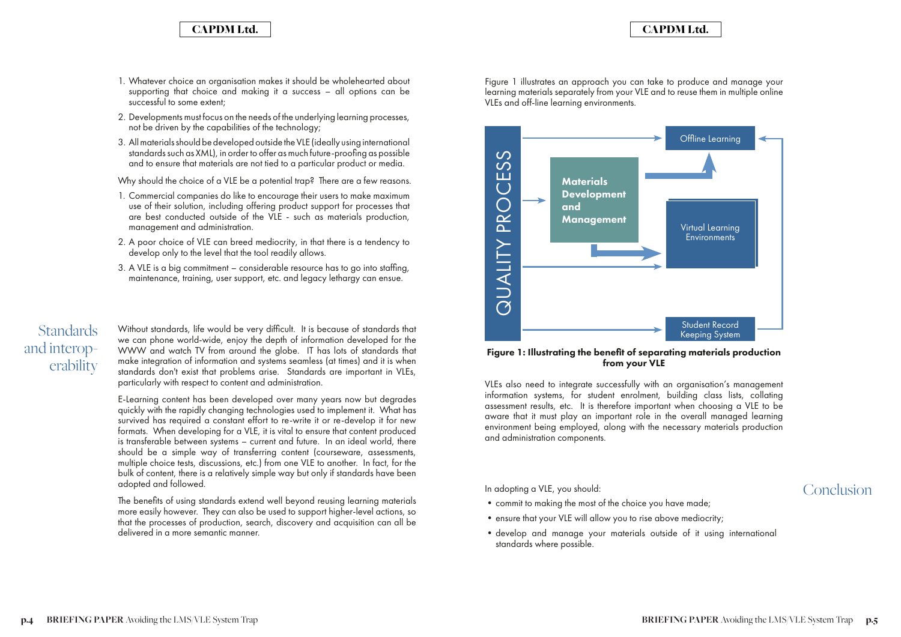1. Whatever choice an organisation makes it should be wholehearted about supporting that choice and making it a success – all options can be successful to some extent;
2. Developments must focus on the needs of the underlying learning processes, not be driven by the capabilities of the technology;
3. All materials should be developed outside the VLE (ideally using international standards such as XML), in order to offer as much future-proofing as possible and to ensure that materials are not tied to a particular product or media.

Why should the choice of a VLE be a potential trap? There are a few reasons.

1. Commercial companies do like to encourage their users to make maximum use of their solution, including offering product support for processes that are best conducted outside of the VLE - such as materials production, management and administration.
2. A poor choice of VLE can breed mediocrity, in that there is a tendency to develop only to the level that the tool readily allows.
3. A VLE is a big commitment – considerable resource has to go into staffing, maintenance, training, user support, etc. and legacy lethargy can ensue.

## Standards and interoperability

Without standards, life would be very difficult. It is because of standards that we can phone world-wide, enjoy the depth of information developed for the WWW and watch TV from around the globe. IT has lots of standards that make integration of information and systems seamless (at times) and it is when standards don't exist that problems arise. Standards are important in VLEs, particularly with respect to content and administration.

E-Learning content has been developed over many years now but degrades quickly with the rapidly changing technologies used to implement it. What has survived has required a constant effort to re-write it or re-develop it for new formats. When developing for a VLE, it is vital to ensure that content produced is transferable between systems – current and future. In an ideal world, there should be a simple way of transferring content (courseware, assessments, multiple choice tests, discussions, etc.) from one VLE to another. In fact, for the bulk of content, there is a relatively simple way but only if standards have been adopted and followed.

The benefits of using standards extend well beyond reusing learning materials more easily however. They can also be used to support higher-level actions, so that the processes of production, search, discovery and acquisition can all be delivered in a more semantic manner.

Figure 1 illustrates an approach you can take to produce and manage your learning materials separately from your VLE and to reuse them in multiple online VLEs and off-line learning environments.

QUALITY PROCESS — Materials Development and Management — Offline Learning — Virtual Learning Environments — Student Record Keeping System

**Figure 1: Illustrating the benefit of separating materials production from your VLE**

VLEs also need to integrate successfully with an organisation's management information systems, for student enrolment, building class lists, collating assessment results, etc. It is therefore important when choosing a VLE to be aware that it must play an important role in the overall managed learning environment being employed, along with the necessary materials production and administration components.

## Conclusion

In adopting a VLE, you should:

- commit to making the most of the choice you have made;
- ensure that your VLE will allow you to rise above mediocrity;
- develop and manage your materials outside of it using international standards where possible.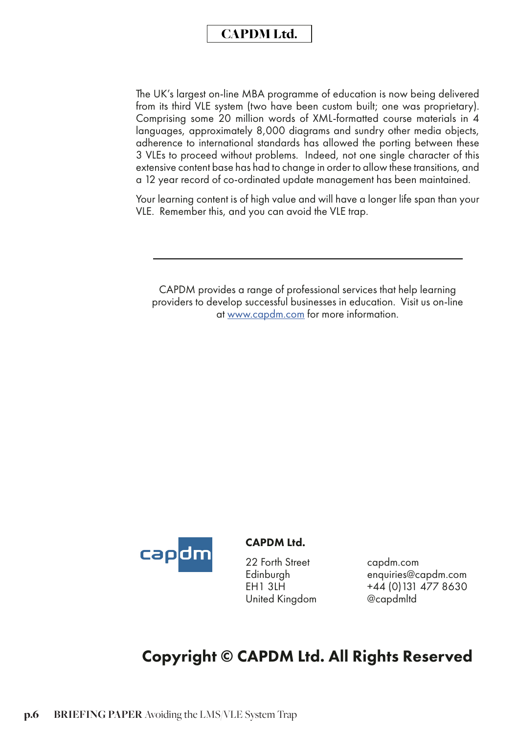The UK's largest on-line MBA programme of education is now being delivered from its third VLE system (two have been custom built; one was proprietary). Comprising some 20 million words of XML-formatted course materials in 4 languages, approximately 8,000 diagrams and sundry other media objects, adherence to international standards has allowed the porting between these 3 VLEs to proceed without problems. Indeed, not one single character of this extensive content base has had to change in order to allow these transitions, and a 12 year record of co-ordinated update management has been maintained.

Your learning content is of high value and will have a longer life span than your VLE. Remember this, and you can avoid the VLE trap.

---

CAPDM provides a range of professional services that help learning providers to develop successful businesses in education. Visit us on-line at www.capdm.com for more information.

capdm

**CAPDM Ltd.**

22 Forth Street
Edinburgh
EH1 3LH
United Kingdom

capdm.com
enquiries@capdm.com
+44 (0)131 477 8630
@capdmltd

**Copyright © CAPDM Ltd. All Rights Reserved**